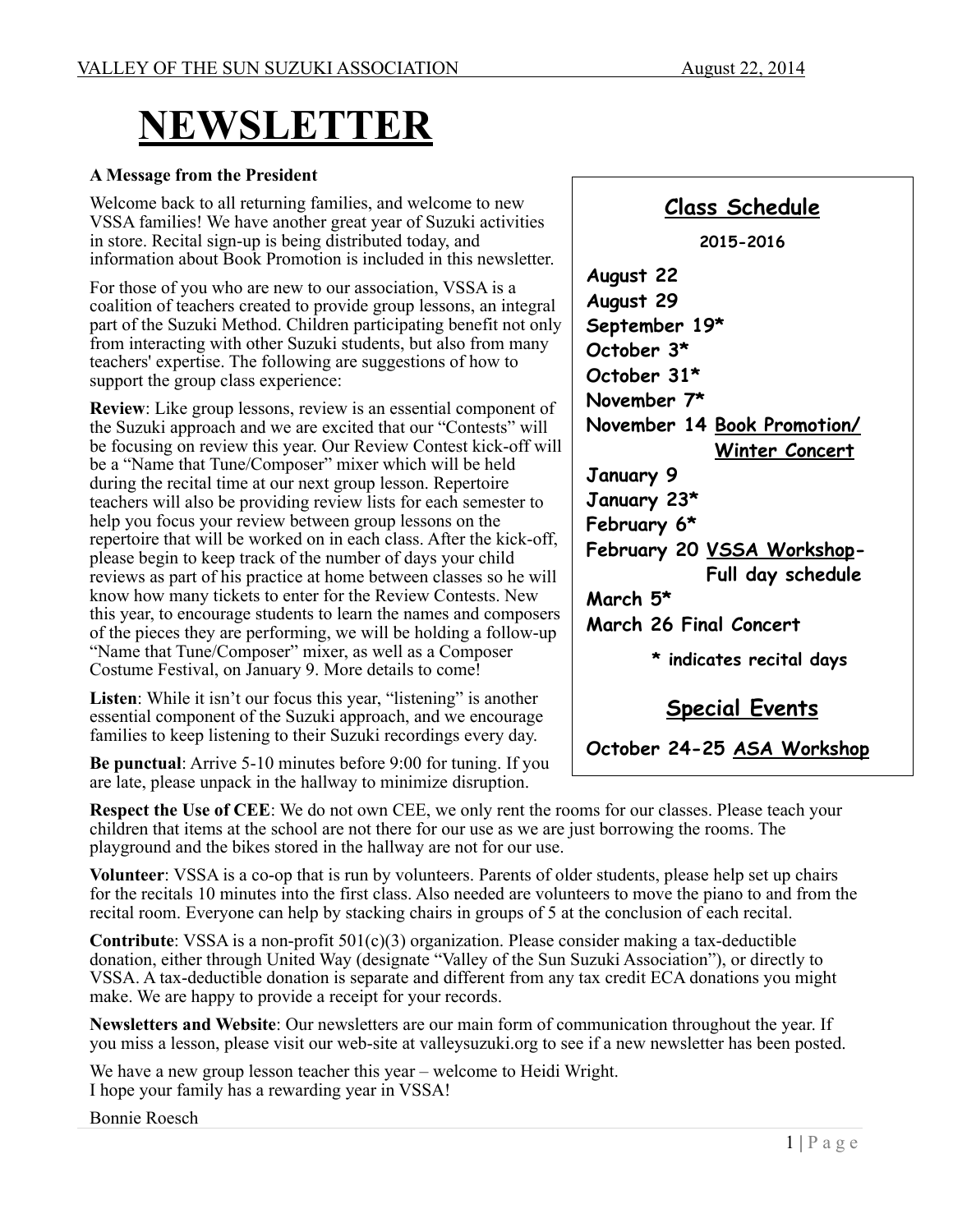VALLEY OF THE SUN SUZUKI ASSOCIATION August 22, 2014

# NEWSLETTER

**A Message from the President**

Welcome back to all returning families, and welcome to new VSSA families! We have another great year of Suzuki activities in store. Recital sign-up is being distributed today, and information about Book Promotion is included in this newsletter.

For those of you who are new to our association, VSSA is a coalition of teachers created to provide group lessons, an integral part of the Suzuki Method. Children participating benefit not only from interacting with other Suzuki students, but also from many teachers' expertise. The following are suggestions of how to support the group class experience:

**Review**: Like group lessons, review is an essential component of the Suzuki approach and we are excited that our "Contests" will be focusing on review this year. Our Review Contest kick-off will be a "Name that Tune/Composer" mixer which will be held during the recital time at our next group lesson. Repertoire teachers will also be providing review lists for each semester to help you focus your review between group lessons on the repertoire that will be worked on in each class. After the kick-off, please begin to keep track of the number of days your child reviews as part of his practice at home between classes so he will know how many tickets to enter for the Review Contests. New this year, to encourage students to learn the names and composers of the pieces they are performing, we will be holding a follow-up "Name that Tune/Composer" mixer, as well as a Composer Costume Festival, on January 9. More details to come!

**Listen**: While it isn't our focus this year, "listening" is another essential component of the Suzuki approach, and we encourage families to keep listening to their Suzuki recordings every day.

**Be punctual**: Arrive 5-10 minutes before 9:00 for tuning. If you are late, please unpack in the hallway to minimize disruption.

**Respect the Use of CEE**: We do not own CEE, we only rent the rooms for our classes. Please teach your children that items at the school are not there for our use as we are just borrowing the rooms. The playground and the bikes stored in the hallway are not for our use.

**Volunteer**: VSSA is a co-op that is run by volunteers. Parents of older students, please help set up chairs for the recitals 10 minutes into the first class. Also needed are volunteers to move the piano to and from the recital room. Everyone can help by stacking chairs in groups of 5 at the conclusion of each recital.

**Contribute**: VSSA is a non-profit 501(c)(3) organization. Please consider making a tax-deductible donation, either through United Way (designate "Valley of the Sun Suzuki Association"), or directly to VSSA. A tax-deductible donation is separate and different from any tax credit ECA donations you might make. We are happy to provide a receipt for your records.

**Newsletters and Website**: Our newsletters are our main form of communication throughout the year. If you miss a lesson, please visit our web-site at valleysuzuki.org to see if a new newsletter has been posted.

We have a new group lesson teacher this year – welcome to Heidi Wright.
I hope your family has a rewarding year in VSSA!

Bonnie Roesch

## Class Schedule

**2015-2016**

**August 22**
**August 29**
**September 19***
**October 3***
**October 31***
**November 7***
**November 14 Book Promotion/ Winter Concert**
**January 9**
**January 23***
**February 6***
**February 20 VSSA Workshop- Full day schedule**
**March 5***
**March 26 Final Concert**

**\* indicates recital days**

## Special Events

**October 24-25 ASA Workshop**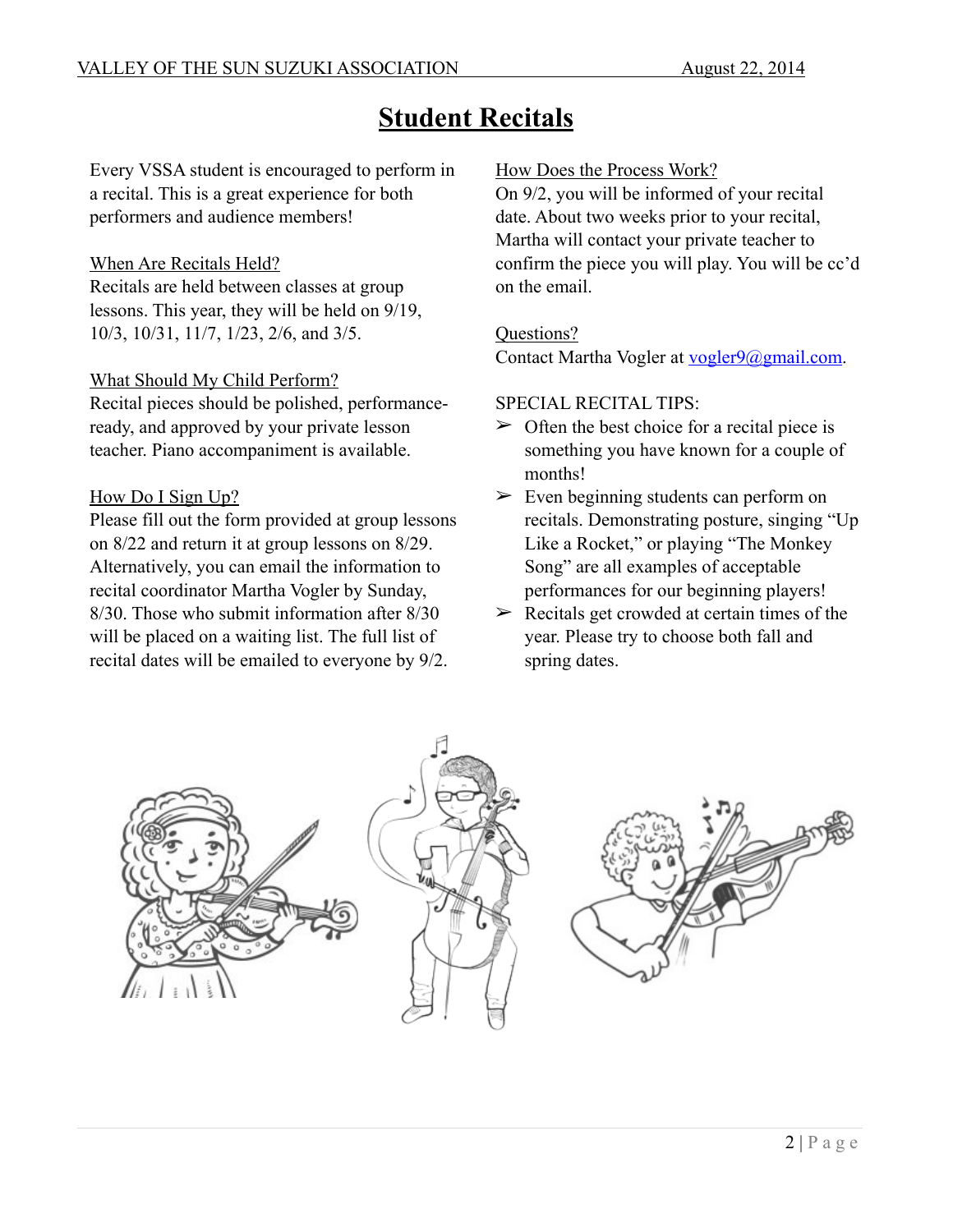# Student Recitals

Every VSSA student is encouraged to perform in a recital. This is a great experience for both performers and audience members!

When Are Recitals Held?
Recitals are held between classes at group lessons. This year, they will be held on 9/19, 10/3, 10/31, 11/7, 1/23, 2/6, and 3/5.

What Should My Child Perform?
Recital pieces should be polished, performance-ready, and approved by your private lesson teacher. Piano accompaniment is available.

How Do I Sign Up?
Please fill out the form provided at group lessons on 8/22 and return it at group lessons on 8/29. Alternatively, you can email the information to recital coordinator Martha Vogler by Sunday, 8/30. Those who submit information after 8/30 will be placed on a waiting list. The full list of recital dates will be emailed to everyone by 9/2.

How Does the Process Work?
On 9/2, you will be informed of your recital date. About two weeks prior to your recital, Martha will contact your private teacher to confirm the piece you will play. You will be cc'd on the email.

Questions?
Contact Martha Vogler at vogler9@gmail.com.

SPECIAL RECITAL TIPS:

- Often the best choice for a recital piece is something you have known for a couple of months!
- Even beginning students can perform on recitals. Demonstrating posture, singing "Up Like a Rocket," or playing "The Monkey Song" are all examples of acceptable performances for our beginning players!
- Recitals get crowded at certain times of the year. Please try to choose both fall and spring dates.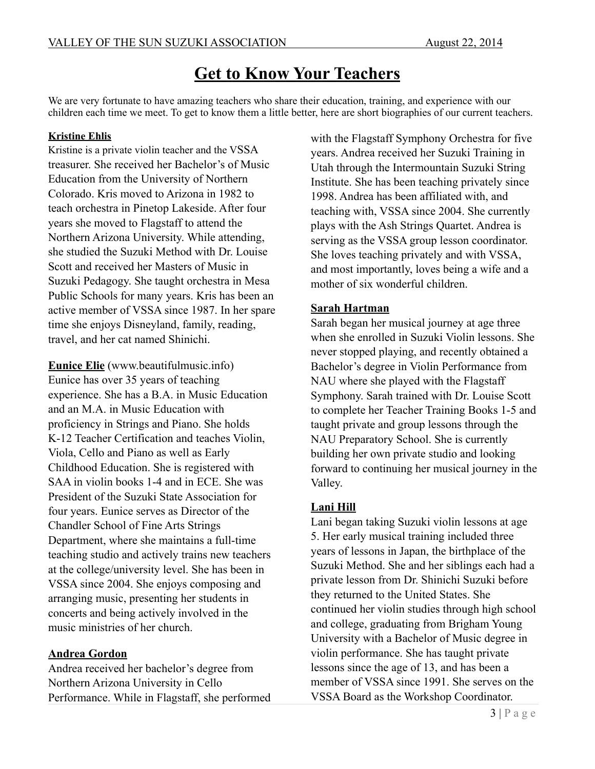# Get to Know Your Teachers

We are very fortunate to have amazing teachers who share their education, training, and experience with our children each time we meet. To get to know them a little better, here are short biographies of our current teachers.

**Kristine Ehlis**

Kristine is a private violin teacher and the VSSA treasurer. She received her Bachelor's of Music Education from the University of Northern Colorado. Kris moved to Arizona in 1982 to teach orchestra in Pinetop Lakeside. After four years she moved to Flagstaff to attend the Northern Arizona University. While attending, she studied the Suzuki Method with Dr. Louise Scott and received her Masters of Music in Suzuki Pedagogy. She taught orchestra in Mesa Public Schools for many years. Kris has been an active member of VSSA since 1987. In her spare time she enjoys Disneyland, family, reading, travel, and her cat named Shinichi.

**Eunice Elie** (www.beautifulmusic.info)

Eunice has over 35 years of teaching experience. She has a B.A. in Music Education and an M.A. in Music Education with proficiency in Strings and Piano. She holds K-12 Teacher Certification and teaches Violin, Viola, Cello and Piano as well as Early Childhood Education. She is registered with SAA in violin books 1-4 and in ECE. She was President of the Suzuki State Association for four years. Eunice serves as Director of the Chandler School of Fine Arts Strings Department, where she maintains a full-time teaching studio and actively trains new teachers at the college/university level. She has been in VSSA since 2004. She enjoys composing and arranging music, presenting her students in concerts and being actively involved in the music ministries of her church.

**Andrea Gordon**

Andrea received her bachelor's degree from Northern Arizona University in Cello Performance. While in Flagstaff, she performed with the Flagstaff Symphony Orchestra for five years. Andrea received her Suzuki Training in Utah through the Intermountain Suzuki String Institute. She has been teaching privately since 1998. Andrea has been affiliated with, and teaching with, VSSA since 2004. She currently plays with the Ash Strings Quartet. Andrea is serving as the VSSA group lesson coordinator. She loves teaching privately and with VSSA, and most importantly, loves being a wife and a mother of six wonderful children.

**Sarah Hartman**

Sarah began her musical journey at age three when she enrolled in Suzuki Violin lessons. She never stopped playing, and recently obtained a Bachelor's degree in Violin Performance from NAU where she played with the Flagstaff Symphony. Sarah trained with Dr. Louise Scott to complete her Teacher Training Books 1-5 and taught private and group lessons through the NAU Preparatory School. She is currently building her own private studio and looking forward to continuing her musical journey in the Valley.

**Lani Hill**

Lani began taking Suzuki violin lessons at age 5. Her early musical training included three years of lessons in Japan, the birthplace of the Suzuki Method. She and her siblings each had a private lesson from Dr. Shinichi Suzuki before they returned to the United States. She continued her violin studies through high school and college, graduating from Brigham Young University with a Bachelor of Music degree in violin performance. She has taught private lessons since the age of 13, and has been a member of VSSA since 1991. She serves on the VSSA Board as the Workshop Coordinator.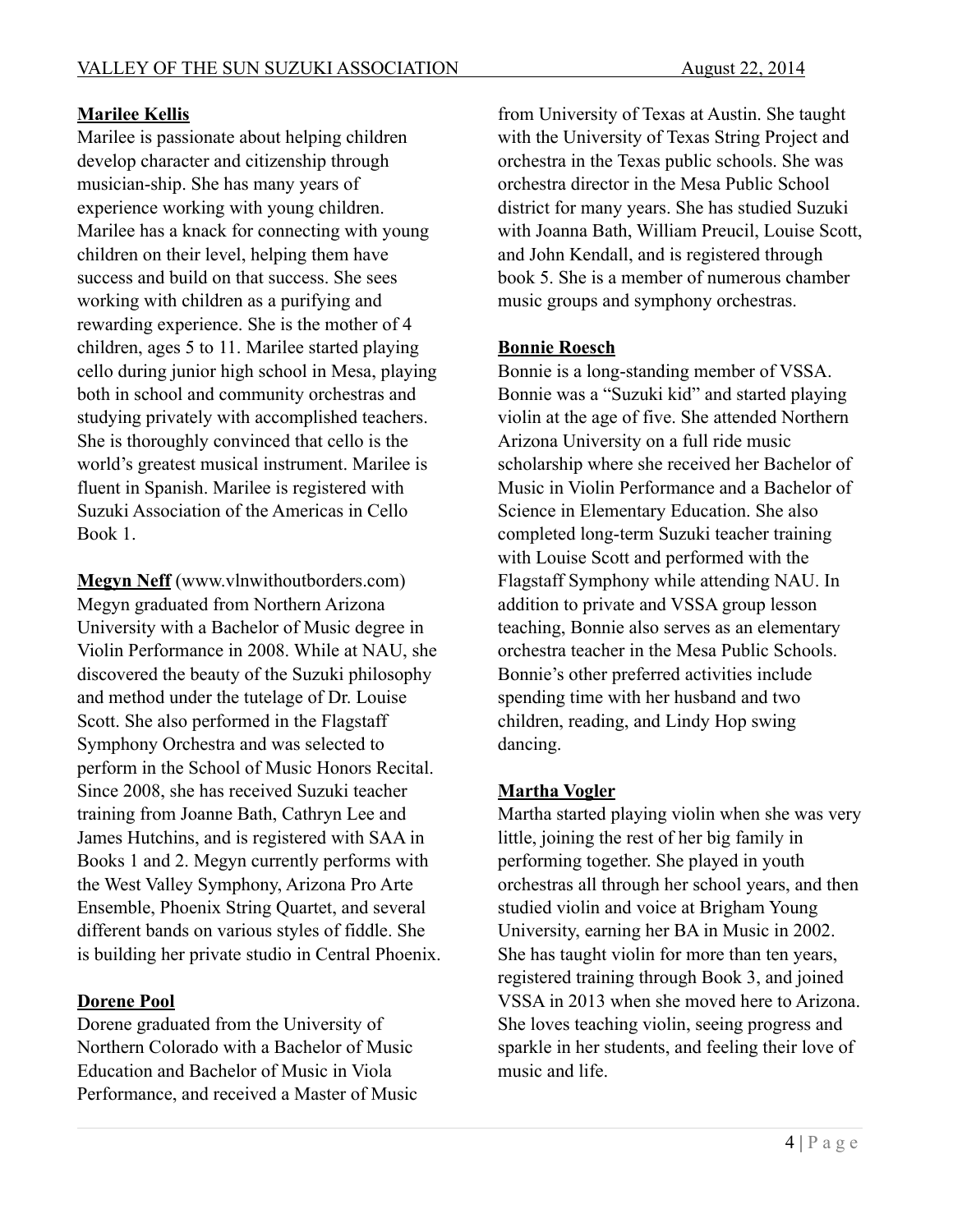**Marilee Kellis**

Marilee is passionate about helping children develop character and citizenship through musician-ship. She has many years of experience working with young children. Marilee has a knack for connecting with young children on their level, helping them have success and build on that success. She sees working with children as a purifying and rewarding experience. She is the mother of 4 children, ages 5 to 11. Marilee started playing cello during junior high school in Mesa, playing both in school and community orchestras and studying privately with accomplished teachers. She is thoroughly convinced that cello is the world's greatest musical instrument. Marilee is fluent in Spanish. Marilee is registered with Suzuki Association of the Americas in Cello Book 1.

**Megyn Neff** (www.vlnwithoutborders.com)

Megyn graduated from Northern Arizona University with a Bachelor of Music degree in Violin Performance in 2008. While at NAU, she discovered the beauty of the Suzuki philosophy and method under the tutelage of Dr. Louise Scott. She also performed in the Flagstaff Symphony Orchestra and was selected to perform in the School of Music Honors Recital. Since 2008, she has received Suzuki teacher training from Joanne Bath, Cathryn Lee and James Hutchins, and is registered with SAA in Books 1 and 2. Megyn currently performs with the West Valley Symphony, Arizona Pro Arte Ensemble, Phoenix String Quartet, and several different bands on various styles of fiddle. She is building her private studio in Central Phoenix.

**Dorene Pool**

Dorene graduated from the University of Northern Colorado with a Bachelor of Music Education and Bachelor of Music in Viola Performance, and received a Master of Music from University of Texas at Austin. She taught with the University of Texas String Project and orchestra in the Texas public schools. She was orchestra director in the Mesa Public School district for many years. She has studied Suzuki with Joanna Bath, William Preucil, Louise Scott, and John Kendall, and is registered through book 5. She is a member of numerous chamber music groups and symphony orchestras.

**Bonnie Roesch**

Bonnie is a long-standing member of VSSA. Bonnie was a "Suzuki kid" and started playing violin at the age of five. She attended Northern Arizona University on a full ride music scholarship where she received her Bachelor of Music in Violin Performance and a Bachelor of Science in Elementary Education. She also completed long-term Suzuki teacher training with Louise Scott and performed with the Flagstaff Symphony while attending NAU. In addition to private and VSSA group lesson teaching, Bonnie also serves as an elementary orchestra teacher in the Mesa Public Schools. Bonnie's other preferred activities include spending time with her husband and two children, reading, and Lindy Hop swing dancing.

**Martha Vogler**

Martha started playing violin when she was very little, joining the rest of her big family in performing together. She played in youth orchestras all through her school years, and then studied violin and voice at Brigham Young University, earning her BA in Music in 2002. She has taught violin for more than ten years, registered training through Book 3, and joined VSSA in 2013 when she moved here to Arizona. She loves teaching violin, seeing progress and sparkle in her students, and feeling their love of music and life.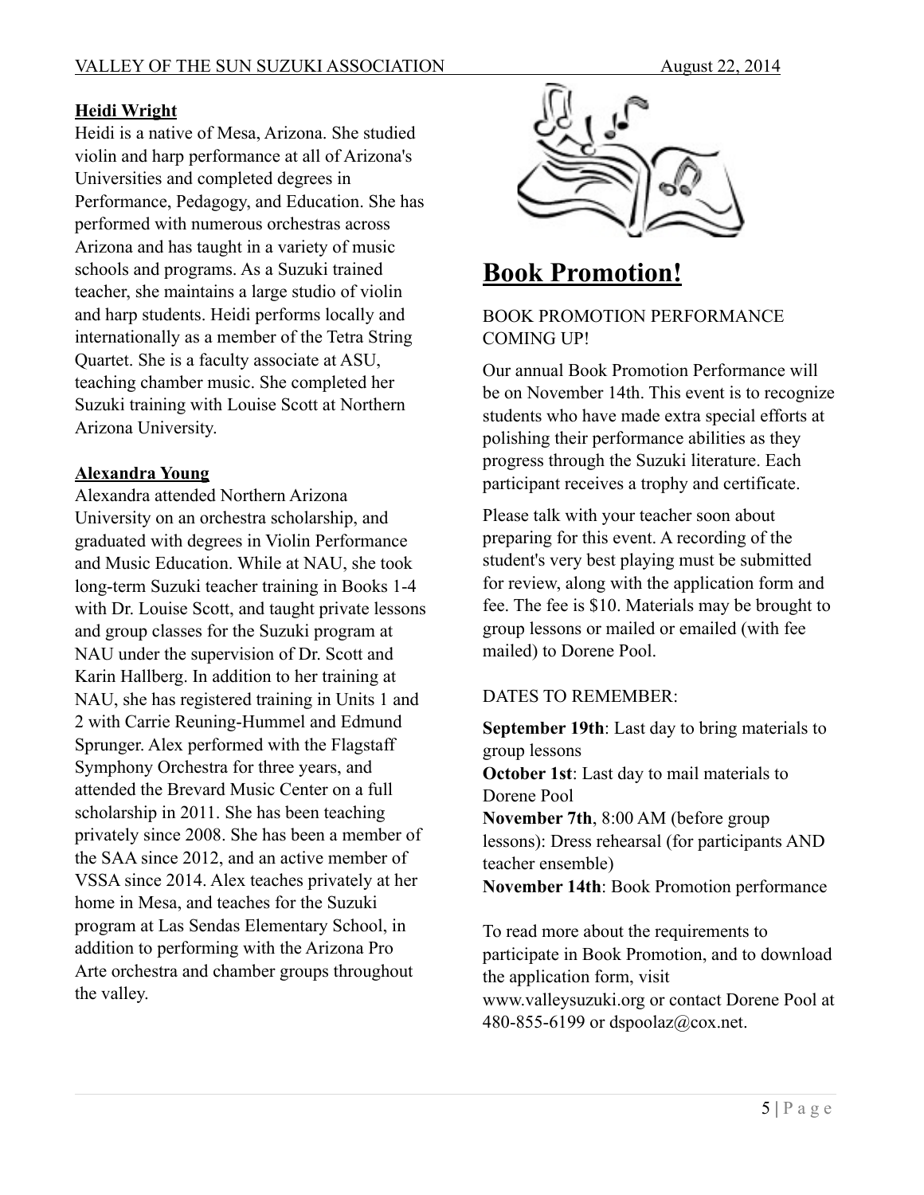**Heidi Wright**

Heidi is a native of Mesa, Arizona. She studied violin and harp performance at all of Arizona's Universities and completed degrees in Performance, Pedagogy, and Education. She has performed with numerous orchestras across Arizona and has taught in a variety of music schools and programs. As a Suzuki trained teacher, she maintains a large studio of violin and harp students. Heidi performs locally and internationally as a member of the Tetra String Quartet. She is a faculty associate at ASU, teaching chamber music. She completed her Suzuki training with Louise Scott at Northern Arizona University.

**Alexandra Young**

Alexandra attended Northern Arizona University on an orchestra scholarship, and graduated with degrees in Violin Performance and Music Education. While at NAU, she took long-term Suzuki teacher training in Books 1-4 with Dr. Louise Scott, and taught private lessons and group classes for the Suzuki program at NAU under the supervision of Dr. Scott and Karin Hallberg. In addition to her training at NAU, she has registered training in Units 1 and 2 with Carrie Reuning-Hummel and Edmund Sprunger. Alex performed with the Flagstaff Symphony Orchestra for three years, and attended the Brevard Music Center on a full scholarship in 2011. She has been teaching privately since 2008. She has been a member of the SAA since 2012, and an active member of VSSA since 2014. Alex teaches privately at her home in Mesa, and teaches for the Suzuki program at Las Sendas Elementary School, in addition to performing with the Arizona Pro Arte orchestra and chamber groups throughout the valley.

# Book Promotion!

BOOK PROMOTION PERFORMANCE COMING UP!

Our annual Book Promotion Performance will be on November 14th. This event is to recognize students who have made extra special efforts at polishing their performance abilities as they progress through the Suzuki literature. Each participant receives a trophy and certificate.

Please talk with your teacher soon about preparing for this event. A recording of the student's very best playing must be submitted for review, along with the application form and fee. The fee is $10. Materials may be brought to group lessons or mailed or emailed (with fee mailed) to Dorene Pool.

DATES TO REMEMBER:

**September 19th**: Last day to bring materials to group lessons
**October 1st**: Last day to mail materials to Dorene Pool
**November 7th**, 8:00 AM (before group lessons): Dress rehearsal (for participants AND teacher ensemble)
**November 14th**: Book Promotion performance

To read more about the requirements to participate in Book Promotion, and to download the application form, visit www.valleysuzuki.org or contact Dorene Pool at 480-855-6199 or dspoolaz@cox.net.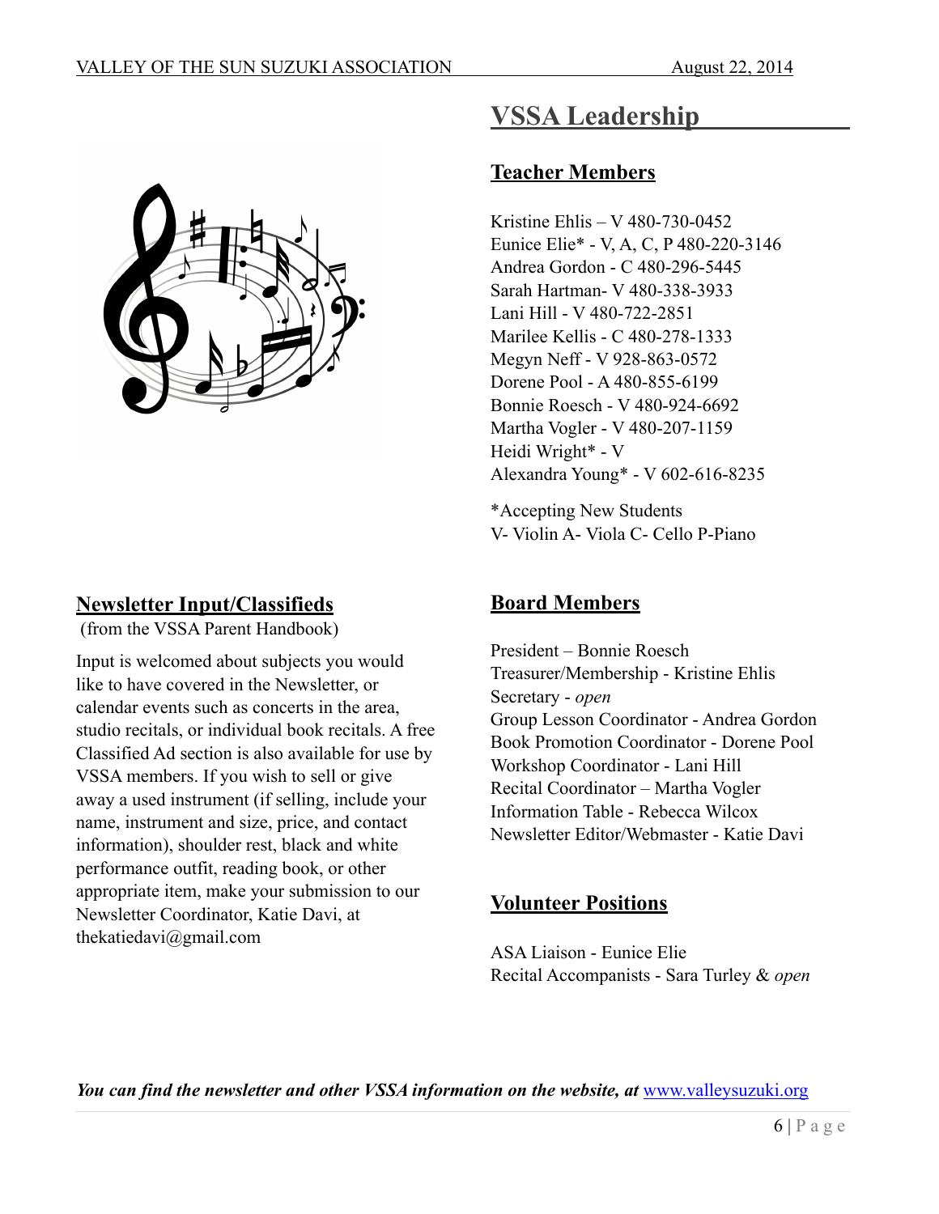## VSSA Leadership

### Teacher Members

Kristine Ehlis – V 480-730-0452
Eunice Elie* - V, A, C, P 480-220-3146
Andrea Gordon - C 480-296-5445
Sarah Hartman- V 480-338-3933
Lani Hill - V 480-722-2851
Marilee Kellis - C 480-278-1333
Megyn Neff - V 928-863-0572
Dorene Pool - A 480-855-6199
Bonnie Roesch - V 480-924-6692
Martha Vogler - V 480-207-1159
Heidi Wright* - V
Alexandra Young* - V 602-616-8235

*Accepting New Students
V- Violin A- Viola C- Cello P-Piano

### Board Members

President – Bonnie Roesch
Treasurer/Membership - Kristine Ehlis
Secretary - *open*
Group Lesson Coordinator - Andrea Gordon
Book Promotion Coordinator - Dorene Pool
Workshop Coordinator - Lani Hill
Recital Coordinator – Martha Vogler
Information Table - Rebecca Wilcox
Newsletter Editor/Webmaster - Katie Davi

### Volunteer Positions

ASA Liaison - Eunice Elie
Recital Accompanists - Sara Turley & *open*

### Newsletter Input/Classifieds

(from the VSSA Parent Handbook)

Input is welcomed about subjects you would like to have covered in the Newsletter, or calendar events such as concerts in the area, studio recitals, or individual book recitals. A free Classified Ad section is also available for use by VSSA members. If you wish to sell or give away a used instrument (if selling, include your name, instrument and size, price, and contact information), shoulder rest, black and white performance outfit, reading book, or other appropriate item, make your submission to our Newsletter Coordinator, Katie Davi, at thekatiedavi@gmail.com

***You can find the newsletter and other VSSA information on the website, at*** www.valleysuzuki.org